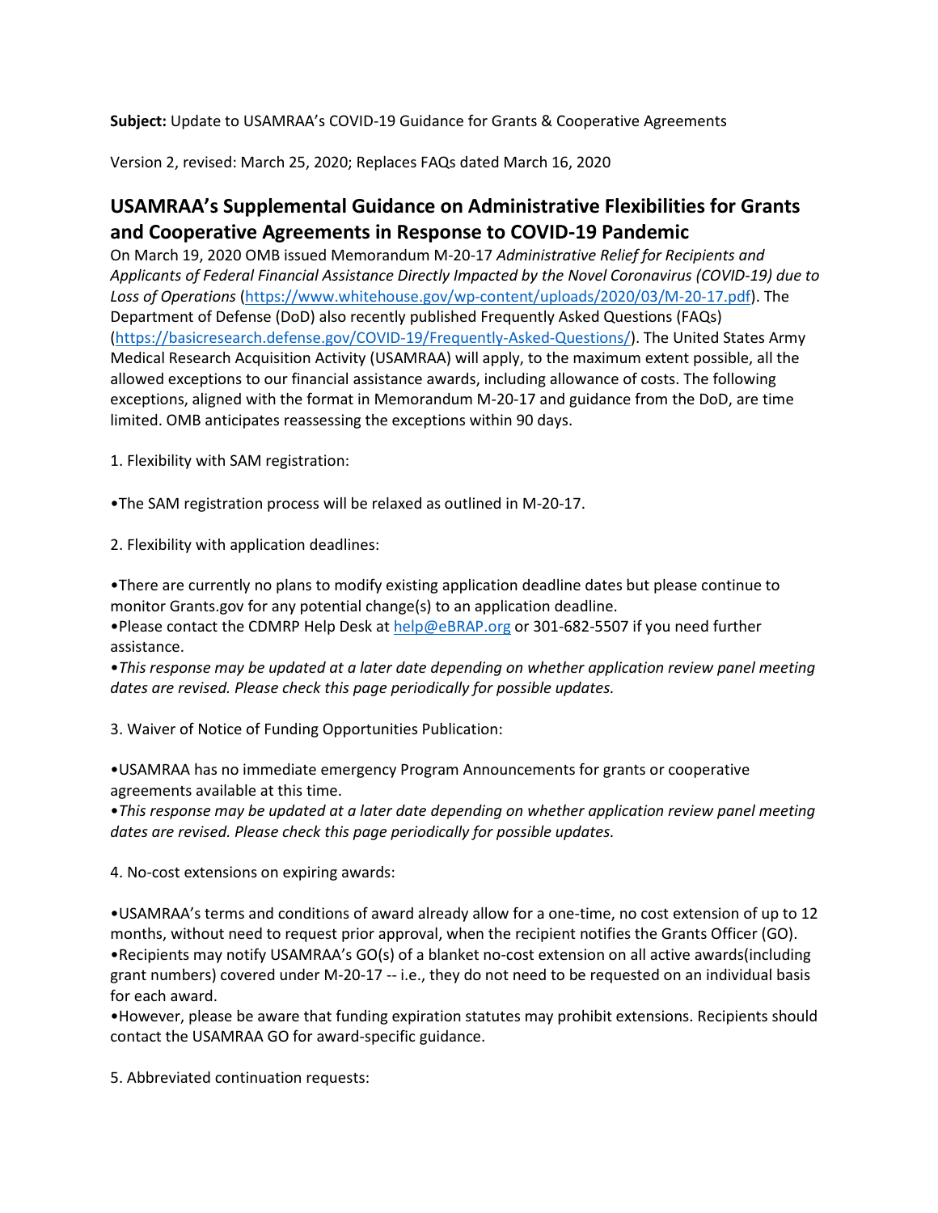**Subject:** Update to USAMRAA's COVID-19 Guidance for Grants & Cooperative Agreements

Version 2, revised: March 25, 2020; Replaces FAQs dated March 16, 2020

## USAMRAA's Supplemental Guidance on Administrative Flexibilities for Grants and Cooperative Agreements in Response to COVID-19 Pandemic

On March 19, 2020 OMB issued Memorandum M-20-17 *Administrative Relief for Recipients and Applicants of Federal Financial Assistance Directly Impacted by the Novel Coronavirus (COVID-19) due to Loss of Operations* (https://www.whitehouse.gov/wp-content/uploads/2020/03/M-20-17.pdf). The Department of Defense (DoD) also recently published Frequently Asked Questions (FAQs) (https://basicresearch.defense.gov/COVID-19/Frequently-Asked-Questions/). The United States Army Medical Research Acquisition Activity (USAMRAA) will apply, to the maximum extent possible, all the allowed exceptions to our financial assistance awards, including allowance of costs. The following exceptions, aligned with the format in Memorandum M-20-17 and guidance from the DoD, are time limited. OMB anticipates reassessing the exceptions within 90 days.

1. Flexibility with SAM registration:

•The SAM registration process will be relaxed as outlined in M-20-17.

2. Flexibility with application deadlines:

•There are currently no plans to modify existing application deadline dates but please continue to monitor Grants.gov for any potential change(s) to an application deadline.
•Please contact the CDMRP Help Desk at help@eBRAP.org or 301-682-5507 if you need further assistance.
•*This response may be updated at a later date depending on whether application review panel meeting dates are revised. Please check this page periodically for possible updates.*

3. Waiver of Notice of Funding Opportunities Publication:

•USAMRAA has no immediate emergency Program Announcements for grants or cooperative agreements available at this time.
•*This response may be updated at a later date depending on whether application review panel meeting dates are revised. Please check this page periodically for possible updates.*

4. No-cost extensions on expiring awards:

•USAMRAA's terms and conditions of award already allow for a one-time, no cost extension of up to 12 months, without need to request prior approval, when the recipient notifies the Grants Officer (GO).
•Recipients may notify USAMRAA's GO(s) of a blanket no-cost extension on all active awards(including grant numbers) covered under M-20-17 -- i.e., they do not need to be requested on an individual basis for each award.
•However, please be aware that funding expiration statutes may prohibit extensions. Recipients should contact the USAMRAA GO for award-specific guidance.

5. Abbreviated continuation requests: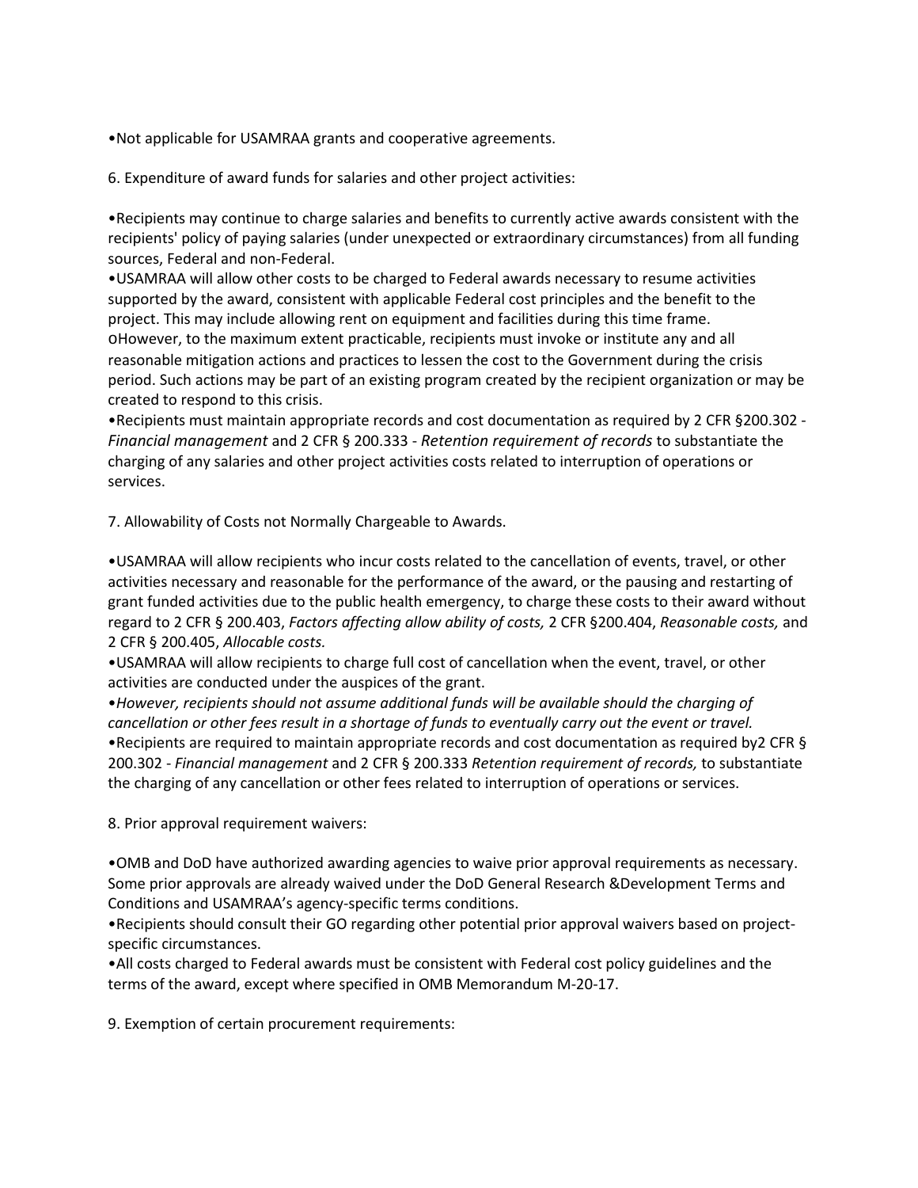- Not applicable for USAMRAA grants and cooperative agreements.

6. Expenditure of award funds for salaries and other project activities:

- Recipients may continue to charge salaries and benefits to currently active awards consistent with the recipients' policy of paying salaries (under unexpected or extraordinary circumstances) from all funding sources, Federal and non-Federal.
- USAMRAA will allow other costs to be charged to Federal awards necessary to resume activities supported by the award, consistent with applicable Federal cost principles and the benefit to the project. This may include allowing rent on equipment and facilities during this time frame.
  - However, to the maximum extent practicable, recipients must invoke or institute any and all reasonable mitigation actions and practices to lessen the cost to the Government during the crisis period. Such actions may be part of an existing program created by the recipient organization or may be created to respond to this crisis.
- Recipients must maintain appropriate records and cost documentation as required by 2 CFR §200.302 - *Financial management* and 2 CFR § 200.333 - *Retention requirement of records* to substantiate the charging of any salaries and other project activities costs related to interruption of operations or services.

7. Allowability of Costs not Normally Chargeable to Awards.

- USAMRAA will allow recipients who incur costs related to the cancellation of events, travel, or other activities necessary and reasonable for the performance of the award, or the pausing and restarting of grant funded activities due to the public health emergency, to charge these costs to their award without regard to 2 CFR § 200.403, *Factors affecting allow ability of costs,* 2 CFR §200.404, *Reasonable costs,* and 2 CFR § 200.405, *Allocable costs.*
- USAMRAA will allow recipients to charge full cost of cancellation when the event, travel, or other activities are conducted under the auspices of the grant.
- *However, recipients should not assume additional funds will be available should the charging of cancellation or other fees result in a shortage of funds to eventually carry out the event or travel.*
- Recipients are required to maintain appropriate records and cost documentation as required by2 CFR § 200.302 - *Financial management* and 2 CFR § 200.333 *Retention requirement of records,* to substantiate the charging of any cancellation or other fees related to interruption of operations or services.

8. Prior approval requirement waivers:

- OMB and DoD have authorized awarding agencies to waive prior approval requirements as necessary. Some prior approvals are already waived under the DoD General Research &Development Terms and Conditions and USAMRAA's agency-specific terms conditions.
- Recipients should consult their GO regarding other potential prior approval waivers based on project-specific circumstances.
- All costs charged to Federal awards must be consistent with Federal cost policy guidelines and the terms of the award, except where specified in OMB Memorandum M-20-17.

9. Exemption of certain procurement requirements: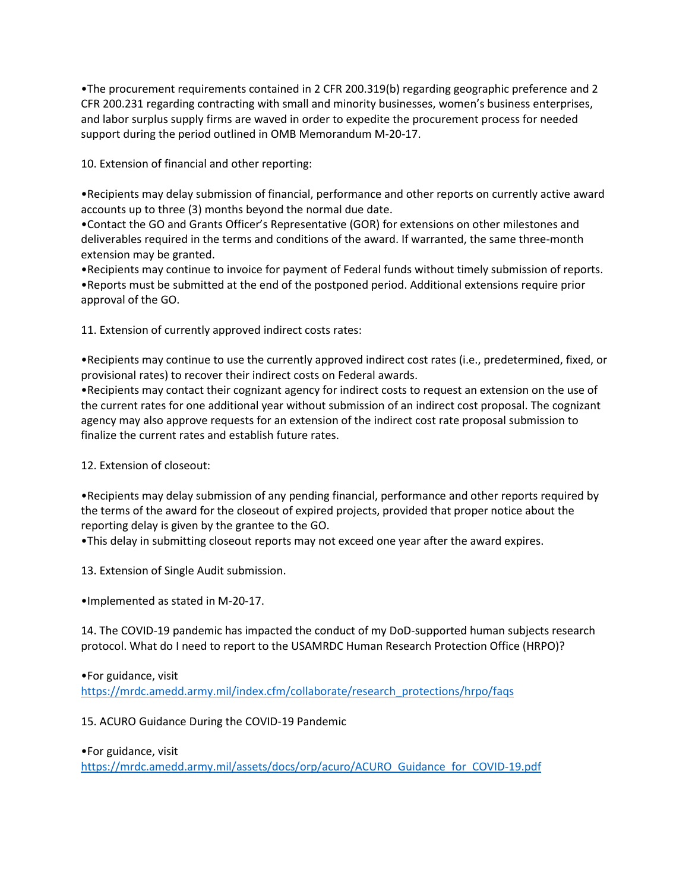•The procurement requirements contained in 2 CFR 200.319(b) regarding geographic preference and 2 CFR 200.231 regarding contracting with small and minority businesses, women's business enterprises, and labor surplus supply firms are waved in order to expedite the procurement process for needed support during the period outlined in OMB Memorandum M-20-17.

10. Extension of financial and other reporting:

•Recipients may delay submission of financial, performance and other reports on currently active award accounts up to three (3) months beyond the normal due date.
•Contact the GO and Grants Officer's Representative (GOR) for extensions on other milestones and deliverables required in the terms and conditions of the award. If warranted, the same three-month extension may be granted.
•Recipients may continue to invoice for payment of Federal funds without timely submission of reports.
•Reports must be submitted at the end of the postponed period. Additional extensions require prior approval of the GO.

11. Extension of currently approved indirect costs rates:

•Recipients may continue to use the currently approved indirect cost rates (i.e., predetermined, fixed, or provisional rates) to recover their indirect costs on Federal awards.
•Recipients may contact their cognizant agency for indirect costs to request an extension on the use of the current rates for one additional year without submission of an indirect cost proposal. The cognizant agency may also approve requests for an extension of the indirect cost rate proposal submission to finalize the current rates and establish future rates.

12. Extension of closeout:

•Recipients may delay submission of any pending financial, performance and other reports required by the terms of the award for the closeout of expired projects, provided that proper notice about the reporting delay is given by the grantee to the GO.
•This delay in submitting closeout reports may not exceed one year after the award expires.

13. Extension of Single Audit submission.

•Implemented as stated in M-20-17.

14. The COVID-19 pandemic has impacted the conduct of my DoD-supported human subjects research protocol. What do I need to report to the USAMRDC Human Research Protection Office (HRPO)?

•For guidance, visit
https://mrdc.amedd.army.mil/index.cfm/collaborate/research_protections/hrpo/faqs

15. ACURO Guidance During the COVID-19 Pandemic

•For guidance, visit
https://mrdc.amedd.army.mil/assets/docs/orp/acuro/ACURO_Guidance_for_COVID-19.pdf